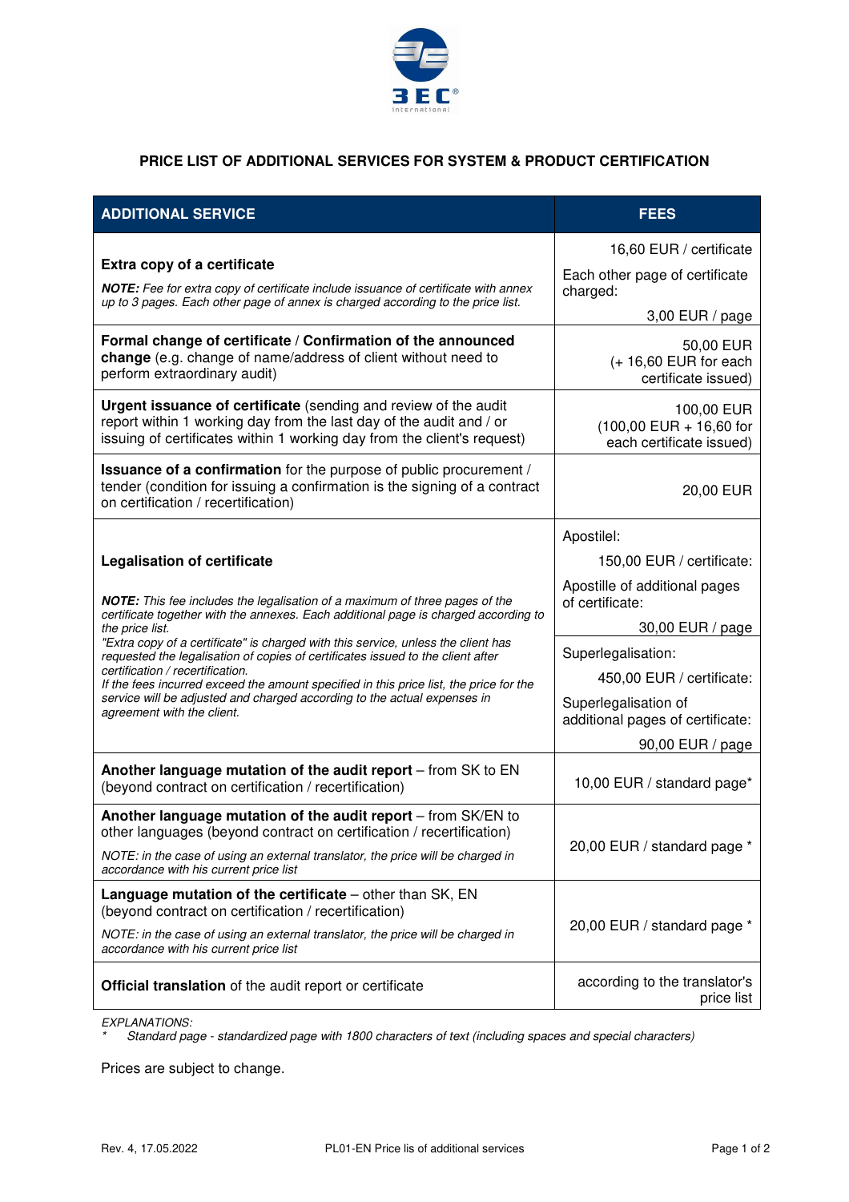## PRICE LIST OF ADDITIONAL SERVICES FOR SYSTEM & PRODUCT CERTIFICATION

| ADDITIONAL SERVICE | FEES |
|---|---|
| **Extra copy of a certificate**<br>***NOTE:*** *Fee for extra copy of certificate include issuance of certificate with annex up to 3 pages. Each other page of annex is charged according to the price list.* | 16,60 EUR / certificate<br>Each other page of certificate charged:<br>3,00 EUR / page |
| **Formal change of certificate** / **Confirmation of the announced change** (e.g. change of name/address of client without need to perform extraordinary audit) | 50,00 EUR<br>(+ 16,60 EUR for each certificate issued) |
| **Urgent issuance of certificate** (sending and review of the audit report within 1 working day from the last day of the audit and / or issuing of certificates within 1 working day from the client's request) | 100,00 EUR<br>(100,00 EUR + 16,60 for each certificate issued) |
| **Issuance of a confirmation** for the purpose of public procurement / tender (condition for issuing a confirmation is the signing of a contract on certification / recertification) | 20,00 EUR |
| **Legalisation of certificate**<br>***NOTE:*** *This fee includes the legalisation of a maximum of three pages of the certificate together with the annexes. Each additional page is charged according to the price list.*<br>*"Extra copy of a certificate" is charged with this service, unless the client has requested the legalisation of copies of certificates issued to the client after certification / recertification.*<br>*If the fees incurred exceed the amount specified in this price list, the price for the service will be adjusted and charged according to the actual expenses in agreement with the client.* | Apostilel:<br>150,00 EUR / certificate:<br>Apostille of additional pages of certificate:<br>30,00 EUR / page<br>Superlegalisation:<br>450,00 EUR / certificate:<br>Superlegalisation of additional pages of certificate:<br>90,00 EUR / page |
| **Another language mutation of the audit report** – from SK to EN (beyond contract on certification / recertification) | 10,00 EUR / standard page* |
| **Another language mutation of the audit report** – from SK/EN to other languages (beyond contract on certification / recertification)<br>*NOTE: in the case of using an external translator, the price will be charged in accordance with his current price list* | 20,00 EUR / standard page * |
| **Language mutation of the certificate** – other than SK, EN (beyond contract on certification / recertification)<br>*NOTE: in the case of using an external translator, the price will be charged in accordance with his current price list* | 20,00 EUR / standard page * |
| **Official translation** of the audit report or certificate | according to the translator's price list |

*EXPLANATIONS:*

\* *Standard page - standardized page with 1800 characters of text (including spaces and special characters)*

Prices are subject to change.

Rev. 4, 17.05.2022 PL01-EN Price lis of additional services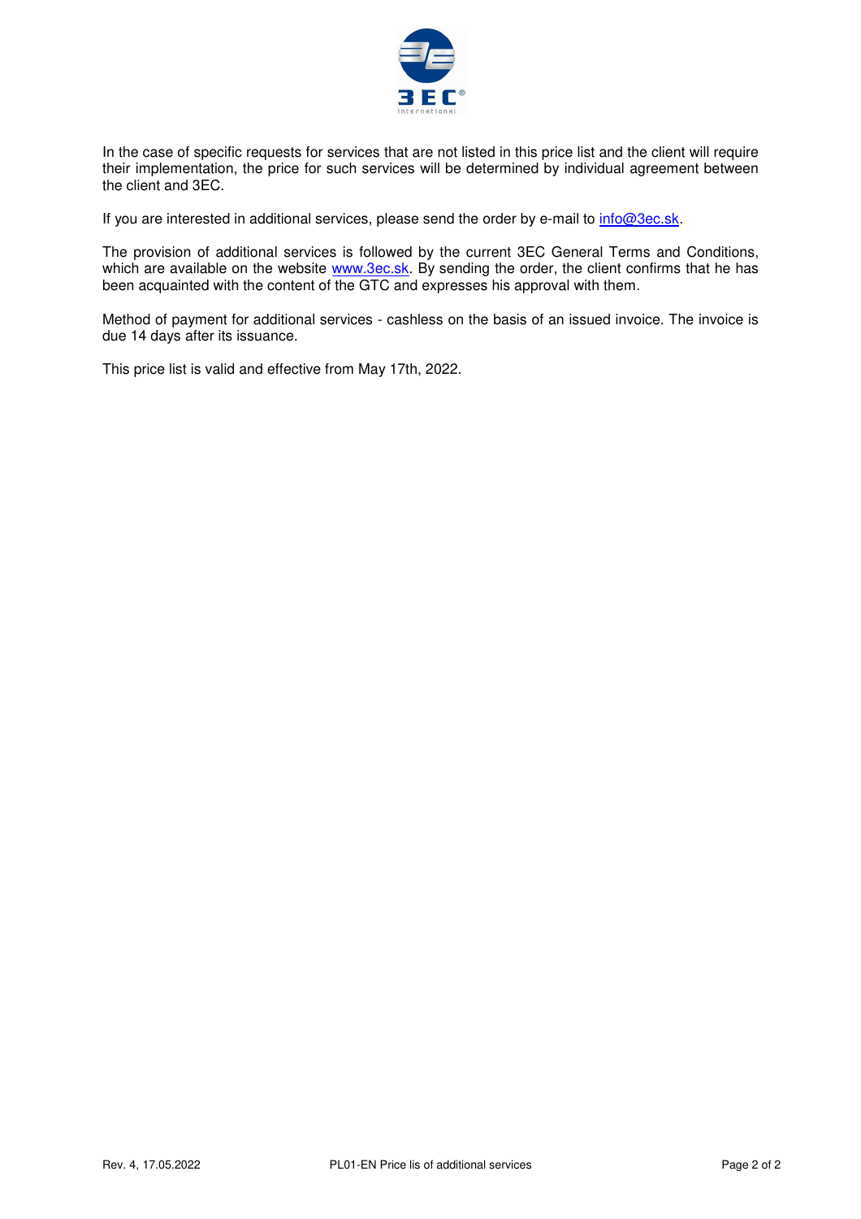In the case of specific requests for services that are not listed in this price list and the client will require their implementation, the price for such services will be determined by individual agreement between the client and 3EC.

If you are interested in additional services, please send the order by e-mail to info@3ec.sk.

The provision of additional services is followed by the current 3EC General Terms and Conditions, which are available on the website www.3ec.sk. By sending the order, the client confirms that he has been acquainted with the content of the GTC and expresses his approval with them.

Method of payment for additional services - cashless on the basis of an issued invoice. The invoice is due 14 days after its issuance.

This price list is valid and effective from May 17th, 2022.